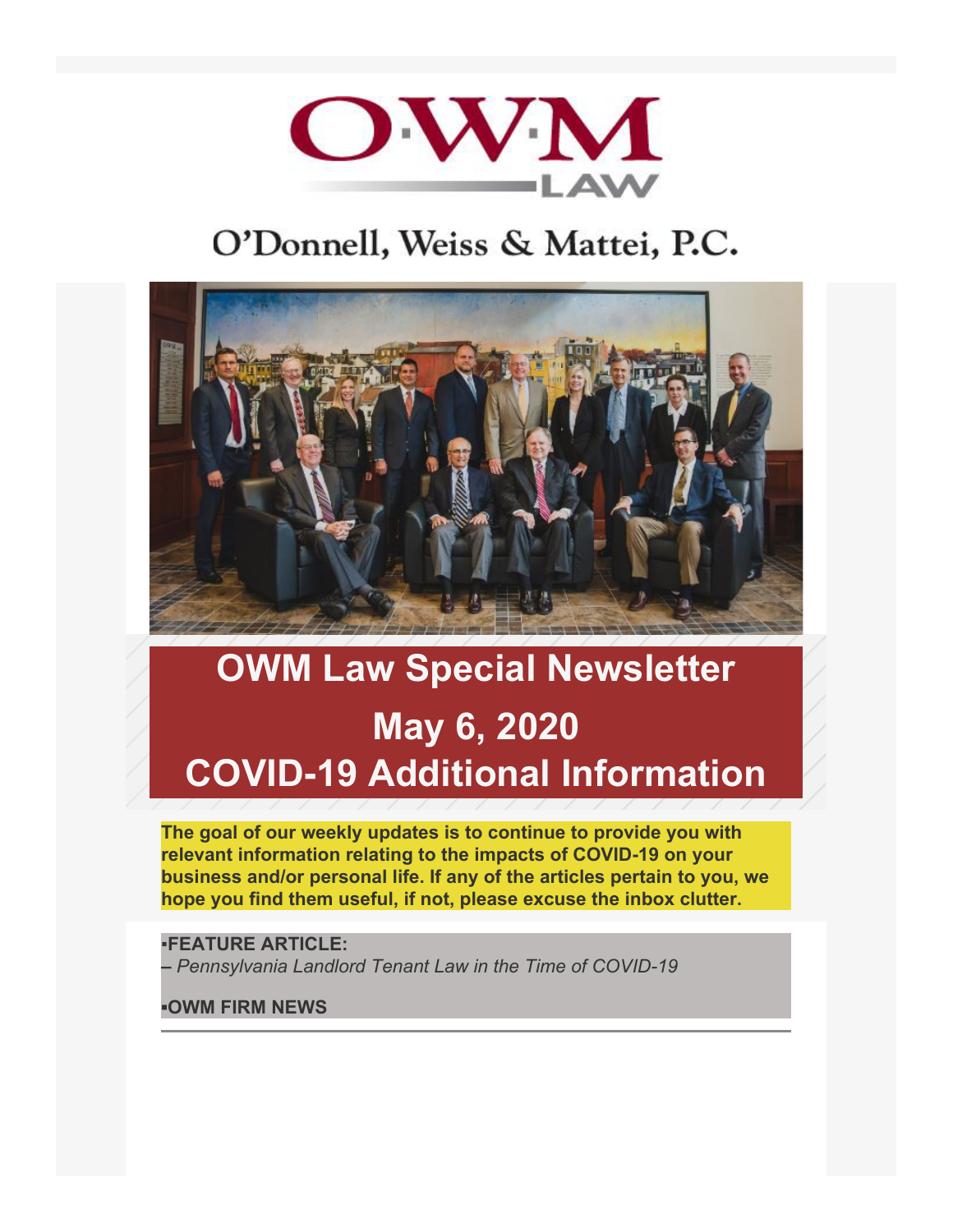# O·W·M LAW

## O'Donnell, Weiss & Mattei, P.C.

# OWM Law Special Newsletter

# May 6, 2020

# COVID-19 Additional Information

**The goal of our weekly updates is to continue to provide you with relevant information relating to the impacts of COVID-19 on your business and/or personal life. If any of the articles pertain to you, we hope you find them useful, if not, please excuse the inbox clutter.**

**▪FEATURE ARTICLE:**

**–** *Pennsylvania Landlord Tenant Law in the Time of COVID-19*

**▪OWM FIRM NEWS**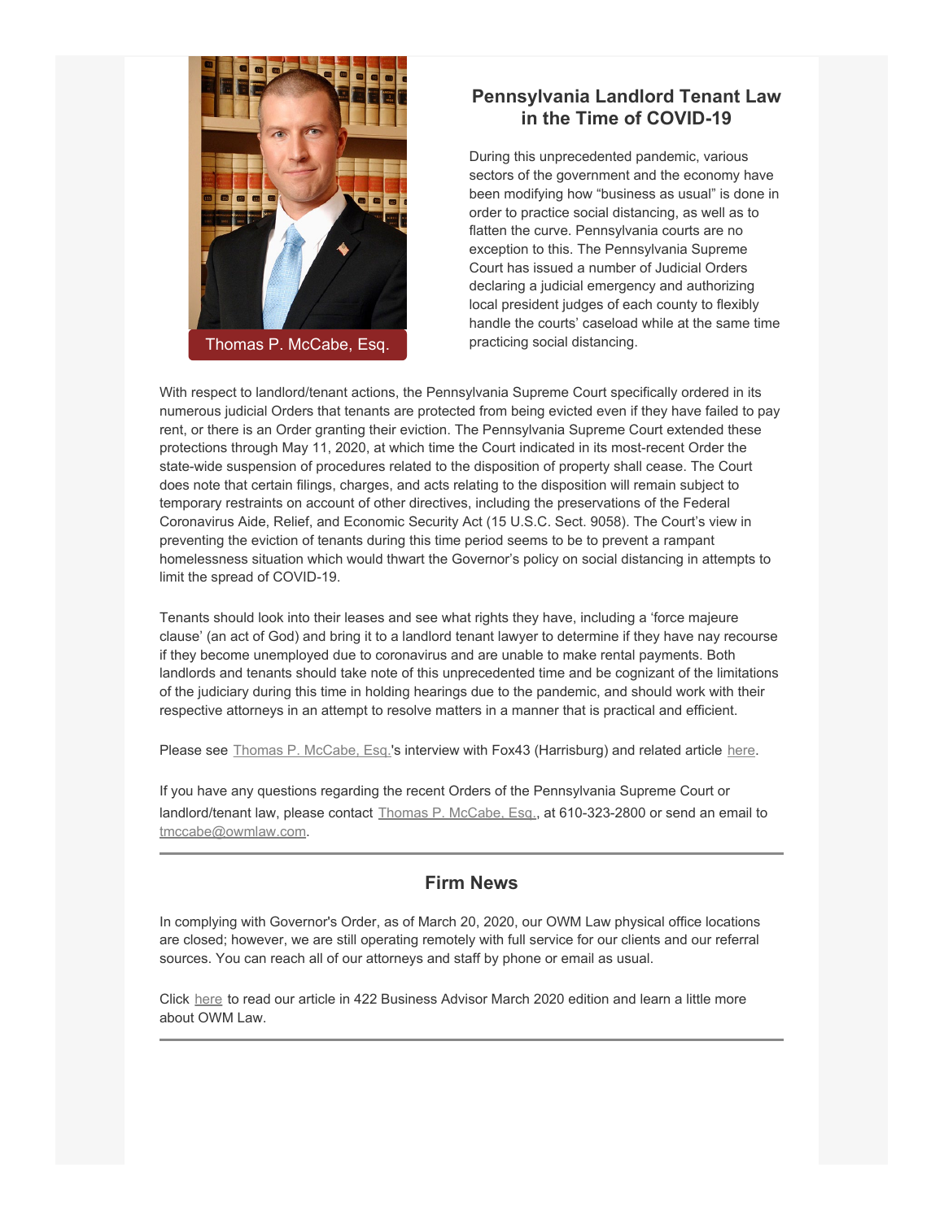Thomas P. McCabe, Esq.

## Pennsylvania Landlord Tenant Law in the Time of COVID-19

During this unprecedented pandemic, various sectors of the government and the economy have been modifying how "business as usual" is done in order to practice social distancing, as well as to flatten the curve. Pennsylvania courts are no exception to this. The Pennsylvania Supreme Court has issued a number of Judicial Orders declaring a judicial emergency and authorizing local president judges of each county to flexibly handle the courts' caseload while at the same time practicing social distancing.

With respect to landlord/tenant actions, the Pennsylvania Supreme Court specifically ordered in its numerous judicial Orders that tenants are protected from being evicted even if they have failed to pay rent, or there is an Order granting their eviction. The Pennsylvania Supreme Court extended these protections through May 11, 2020, at which time the Court indicated in its most-recent Order the state-wide suspension of procedures related to the disposition of property shall cease. The Court does note that certain filings, charges, and acts relating to the disposition will remain subject to temporary restraints on account of other directives, including the preservations of the Federal Coronavirus Aide, Relief, and Economic Security Act (15 U.S.C. Sect. 9058). The Court's view in preventing the eviction of tenants during this time period seems to be to prevent a rampant homelessness situation which would thwart the Governor's policy on social distancing in attempts to limit the spread of COVID-19.

Tenants should look into their leases and see what rights they have, including a 'force majeure clause' (an act of God) and bring it to a landlord tenant lawyer to determine if they have nay recourse if they become unemployed due to coronavirus and are unable to make rental payments. Both landlords and tenants should take note of this unprecedented time and be cognizant of the limitations of the judiciary during this time in holding hearings due to the pandemic, and should work with their respective attorneys in an attempt to resolve matters in a manner that is practical and efficient.

Please see Thomas P. McCabe, Esq.'s interview with Fox43 (Harrisburg) and related article here.

If you have any questions regarding the recent Orders of the Pennsylvania Supreme Court or landlord/tenant law, please contact Thomas P. McCabe, Esq., at 610-323-2800 or send an email to tmccabe@owmlaw.com.

---

## Firm News

In complying with Governor's Order, as of March 20, 2020, our OWM Law physical office locations are closed; however, we are still operating remotely with full service for our clients and our referral sources. You can reach all of our attorneys and staff by phone or email as usual.

Click here to read our article in 422 Business Advisor March 2020 edition and learn a little more about OWM Law.

---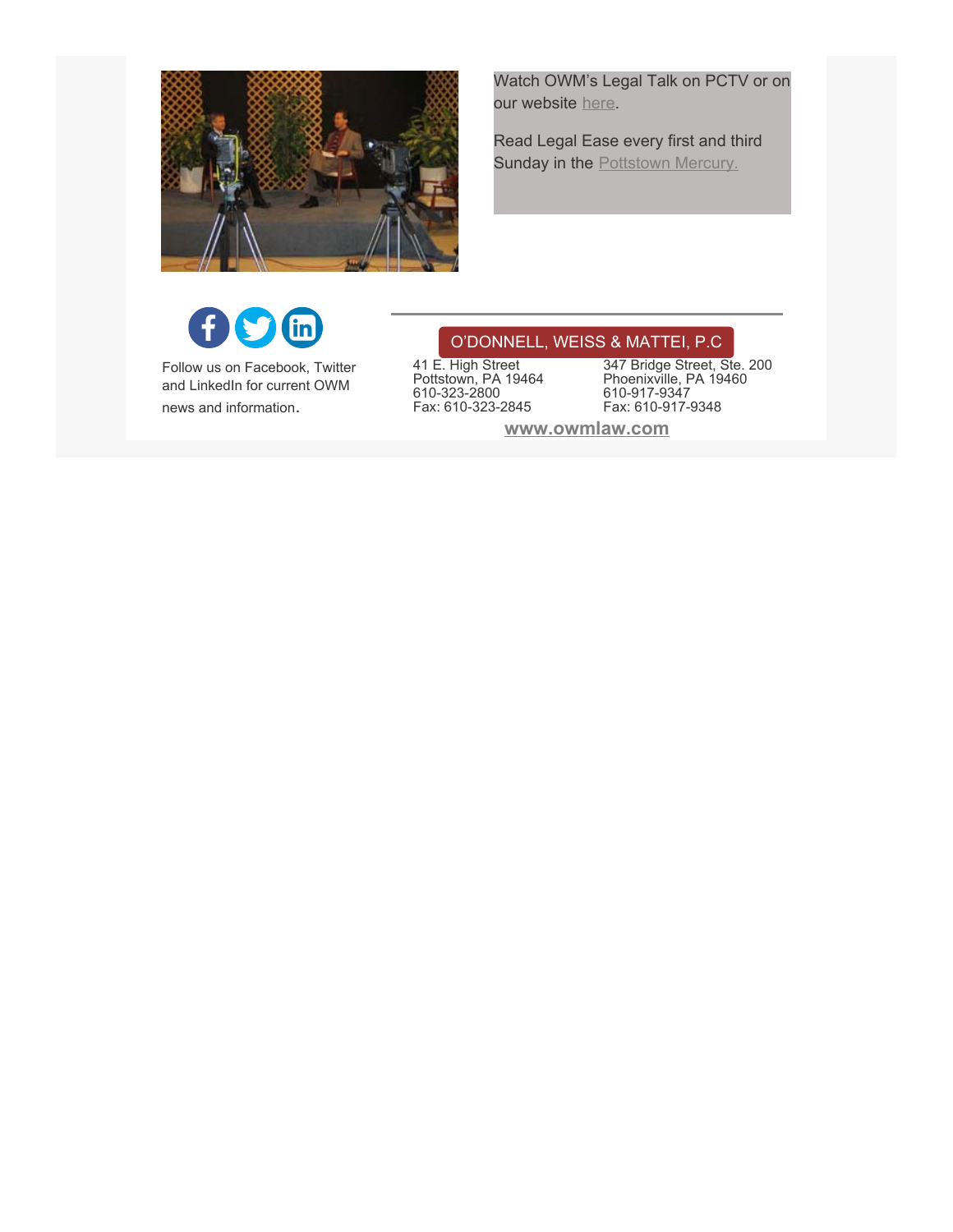Watch OWM's Legal Talk on PCTV or on our website here.

Read Legal Ease every first and third Sunday in the Pottstown Mercury.

Follow us on Facebook, Twitter and LinkedIn for current OWM news and information.

**O'DONNELL, WEISS & MATTEI, P.C**

41 E. High Street
Pottstown, PA 19464
610-323-2800
Fax: 610-323-2845

347 Bridge Street, Ste. 200
Phoenixville, PA 19460
610-917-9347
Fax: 610-917-9348

**www.owmlaw.com**